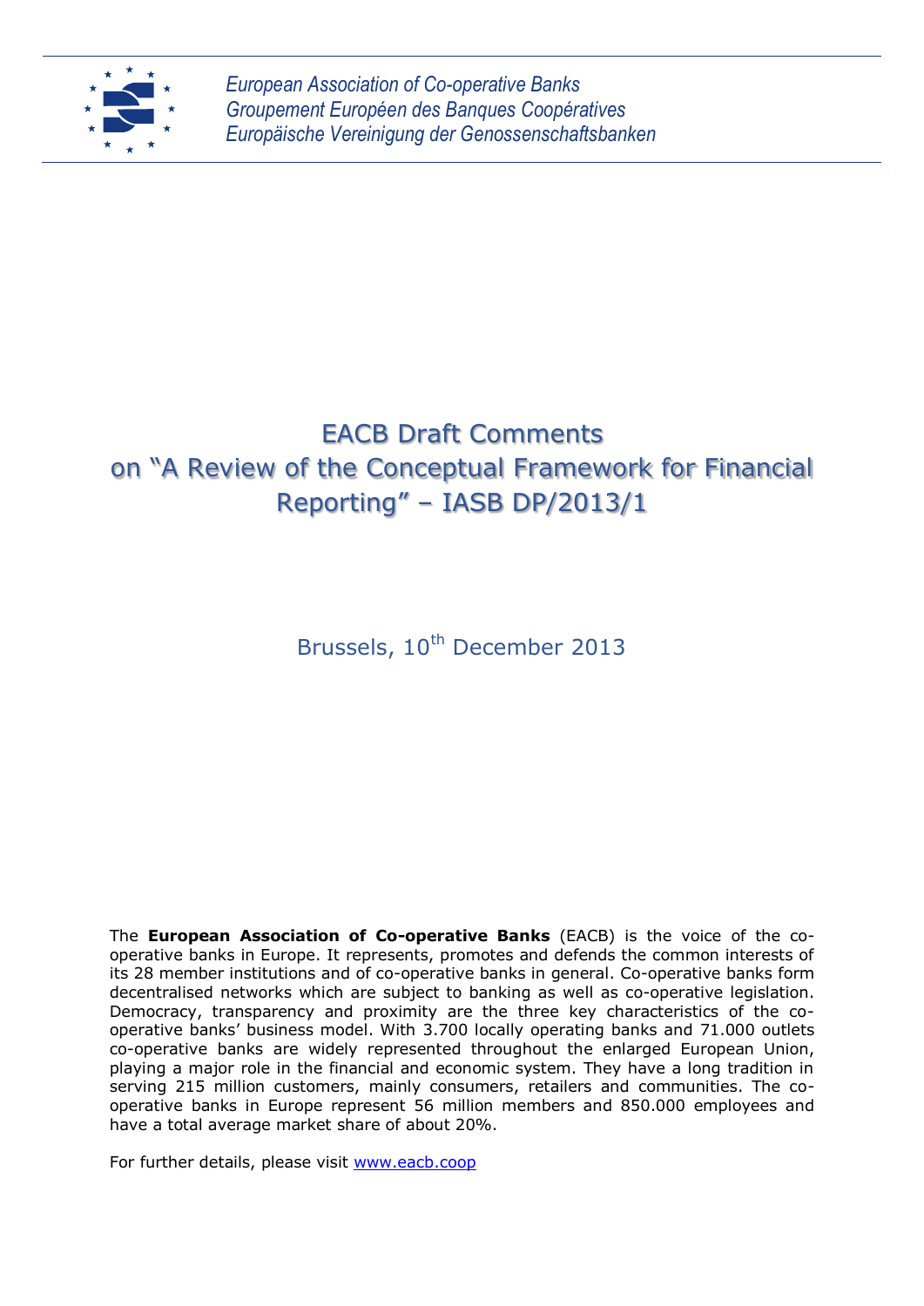*European Association of Co-operative Banks*
*Groupement Européen des Banques Coopératives*
*Europäische Vereinigung der Genossenschaftsbanken*

# EACB Draft Comments on "A Review of the Conceptual Framework for Financial Reporting" – IASB DP/2013/1

Brussels, 10th December 2013

The **European Association of Co-operative Banks** (EACB) is the voice of the co-operative banks in Europe. It represents, promotes and defends the common interests of its 28 member institutions and of co-operative banks in general. Co-operative banks form decentralised networks which are subject to banking as well as co-operative legislation. Democracy, transparency and proximity are the three key characteristics of the co-operative banks' business model. With 3.700 locally operating banks and 71.000 outlets co-operative banks are widely represented throughout the enlarged European Union, playing a major role in the financial and economic system. They have a long tradition in serving 215 million customers, mainly consumers, retailers and communities. The co-operative banks in Europe represent 56 million members and 850.000 employees and have a total average market share of about 20%.

For further details, please visit [www.eacb.coop](www.eacb.coop)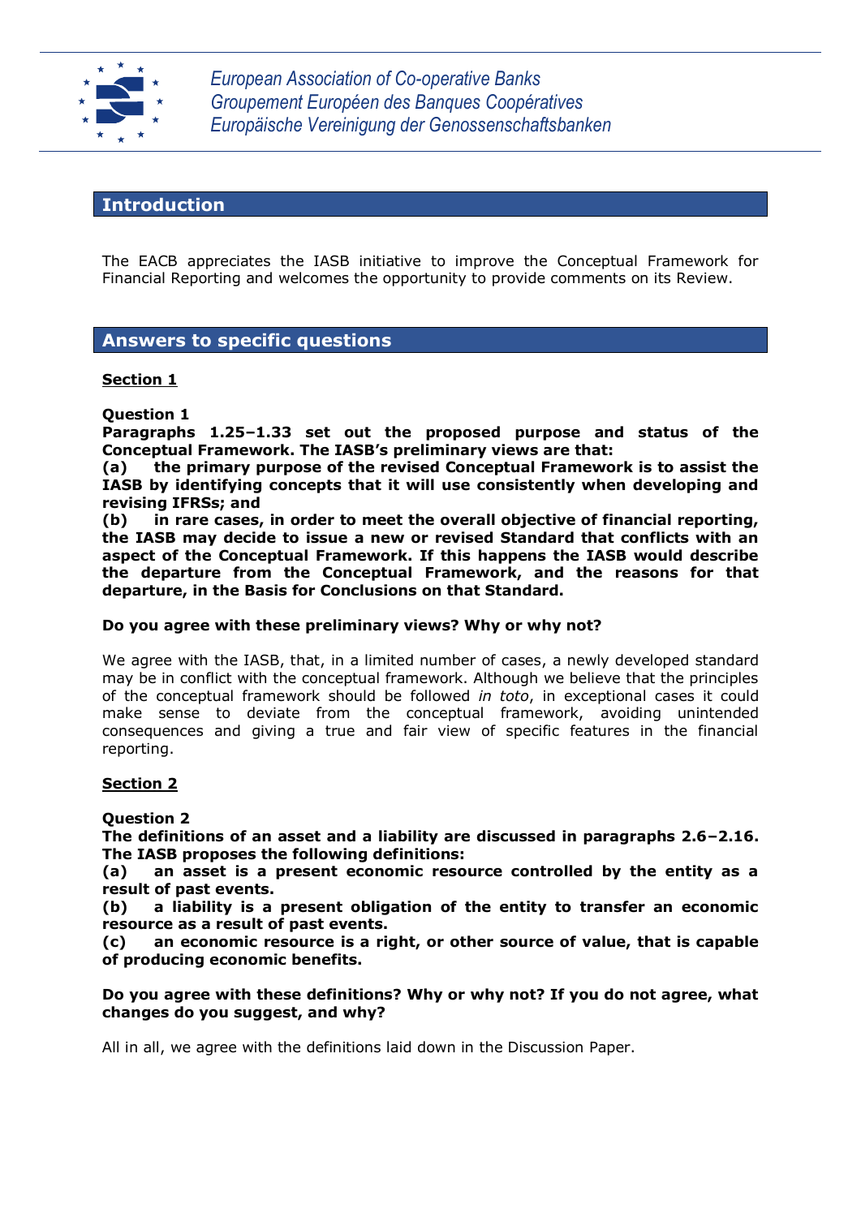## Introduction

The EACB appreciates the IASB initiative to improve the Conceptual Framework for Financial Reporting and welcomes the opportunity to provide comments on its Review.

## Answers to specific questions

**Section 1**

**Question 1**
**Paragraphs 1.25–1.33 set out the proposed purpose and status of the Conceptual Framework. The IASB's preliminary views are that:**
**(a) the primary purpose of the revised Conceptual Framework is to assist the IASB by identifying concepts that it will use consistently when developing and revising IFRSs; and**
**(b) in rare cases, in order to meet the overall objective of financial reporting, the IASB may decide to issue a new or revised Standard that conflicts with an aspect of the Conceptual Framework. If this happens the IASB would describe the departure from the Conceptual Framework, and the reasons for that departure, in the Basis for Conclusions on that Standard.**

**Do you agree with these preliminary views? Why or why not?**

We agree with the IASB, that, in a limited number of cases, a newly developed standard may be in conflict with the conceptual framework. Although we believe that the principles of the conceptual framework should be followed *in toto*, in exceptional cases it could make sense to deviate from the conceptual framework, avoiding unintended consequences and giving a true and fair view of specific features in the financial reporting.

**Section 2**

**Question 2**
**The definitions of an asset and a liability are discussed in paragraphs 2.6–2.16. The IASB proposes the following definitions:**
**(a) an asset is a present economic resource controlled by the entity as a result of past events.**
**(b) a liability is a present obligation of the entity to transfer an economic resource as a result of past events.**
**(c) an economic resource is a right, or other source of value, that is capable of producing economic benefits.**

**Do you agree with these definitions? Why or why not? If you do not agree, what changes do you suggest, and why?**

All in all, we agree with the definitions laid down in the Discussion Paper.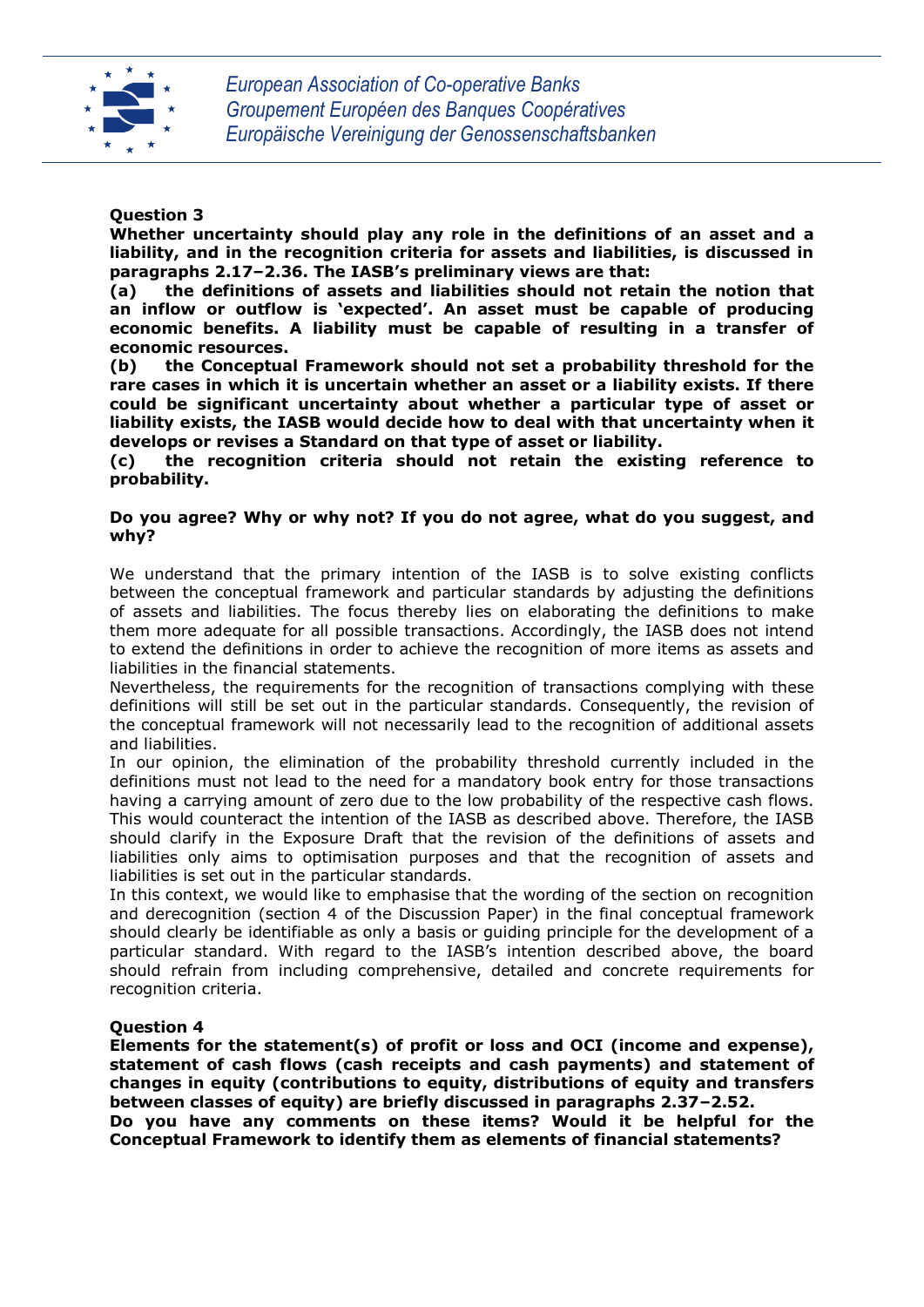**Question 3**

**Whether uncertainty should play any role in the definitions of an asset and a liability, and in the recognition criteria for assets and liabilities, is discussed in paragraphs 2.17–2.36. The IASB's preliminary views are that:**

**(a) the definitions of assets and liabilities should not retain the notion that an inflow or outflow is 'expected'. An asset must be capable of producing economic benefits. A liability must be capable of resulting in a transfer of economic resources.**

**(b) the Conceptual Framework should not set a probability threshold for the rare cases in which it is uncertain whether an asset or a liability exists. If there could be significant uncertainty about whether a particular type of asset or liability exists, the IASB would decide how to deal with that uncertainty when it develops or revises a Standard on that type of asset or liability.**

**(c) the recognition criteria should not retain the existing reference to probability.**

**Do you agree? Why or why not? If you do not agree, what do you suggest, and why?**

We understand that the primary intention of the IASB is to solve existing conflicts between the conceptual framework and particular standards by adjusting the definitions of assets and liabilities. The focus thereby lies on elaborating the definitions to make them more adequate for all possible transactions. Accordingly, the IASB does not intend to extend the definitions in order to achieve the recognition of more items as assets and liabilities in the financial statements.

Nevertheless, the requirements for the recognition of transactions complying with these definitions will still be set out in the particular standards. Consequently, the revision of the conceptual framework will not necessarily lead to the recognition of additional assets and liabilities.

In our opinion, the elimination of the probability threshold currently included in the definitions must not lead to the need for a mandatory book entry for those transactions having a carrying amount of zero due to the low probability of the respective cash flows. This would counteract the intention of the IASB as described above. Therefore, the IASB should clarify in the Exposure Draft that the revision of the definitions of assets and liabilities only aims to optimisation purposes and that the recognition of assets and liabilities is set out in the particular standards.

In this context, we would like to emphasise that the wording of the section on recognition and derecognition (section 4 of the Discussion Paper) in the final conceptual framework should clearly be identifiable as only a basis or guiding principle for the development of a particular standard. With regard to the IASB's intention described above, the board should refrain from including comprehensive, detailed and concrete requirements for recognition criteria.

**Question 4**

**Elements for the statement(s) of profit or loss and OCI (income and expense), statement of cash flows (cash receipts and cash payments) and statement of changes in equity (contributions to equity, distributions of equity and transfers between classes of equity) are briefly discussed in paragraphs 2.37–2.52.**

**Do you have any comments on these items? Would it be helpful for the Conceptual Framework to identify them as elements of financial statements?**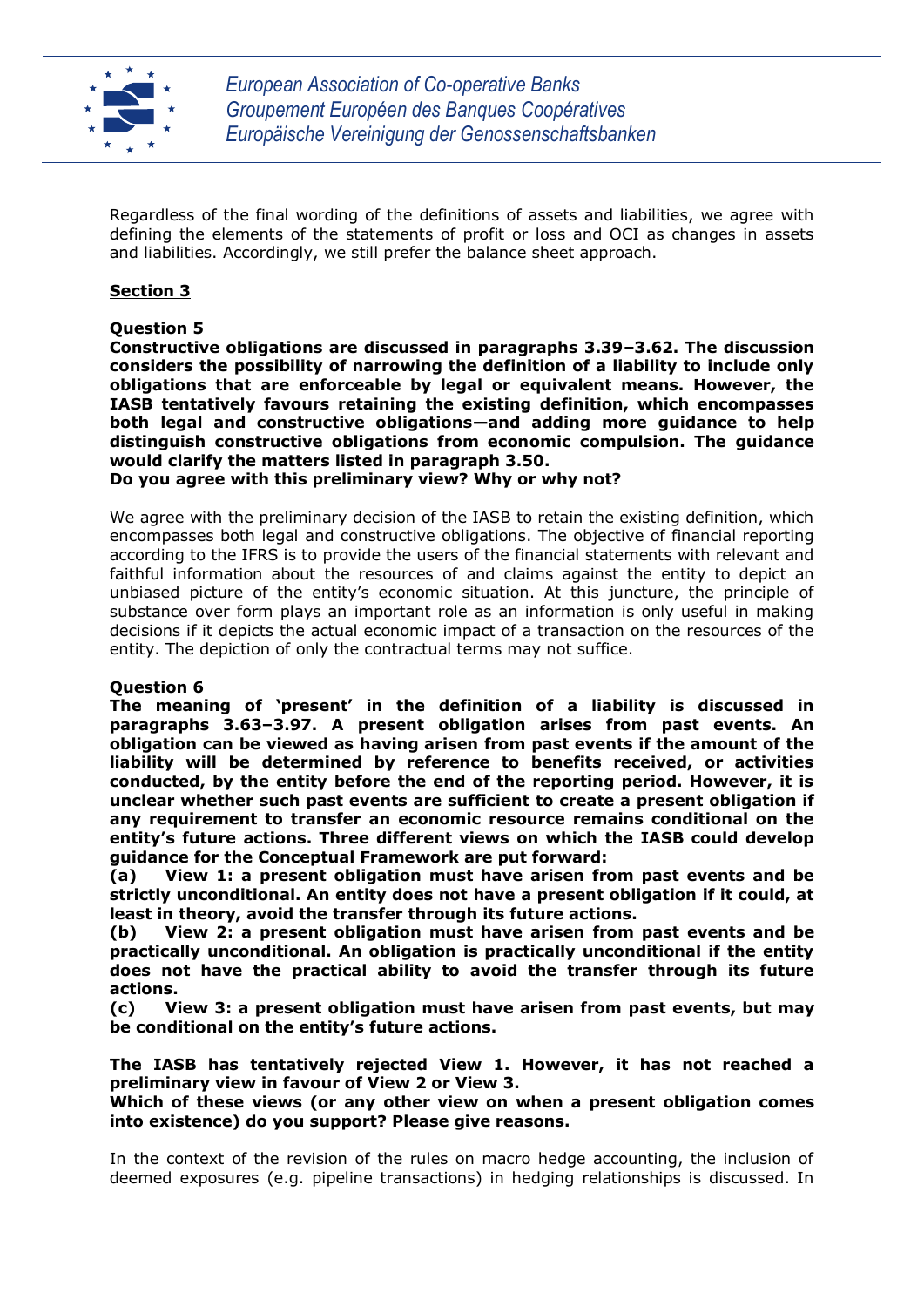Regardless of the final wording of the definitions of assets and liabilities, we agree with defining the elements of the statements of profit or loss and OCI as changes in assets and liabilities. Accordingly, we still prefer the balance sheet approach.

**Section 3**

**Question 5**
**Constructive obligations are discussed in paragraphs 3.39–3.62. The discussion considers the possibility of narrowing the definition of a liability to include only obligations that are enforceable by legal or equivalent means. However, the IASB tentatively favours retaining the existing definition, which encompasses both legal and constructive obligations—and adding more guidance to help distinguish constructive obligations from economic compulsion. The guidance would clarify the matters listed in paragraph 3.50.**
**Do you agree with this preliminary view? Why or why not?**

We agree with the preliminary decision of the IASB to retain the existing definition, which encompasses both legal and constructive obligations. The objective of financial reporting according to the IFRS is to provide the users of the financial statements with relevant and faithful information about the resources of and claims against the entity to depict an unbiased picture of the entity's economic situation. At this juncture, the principle of substance over form plays an important role as an information is only useful in making decisions if it depicts the actual economic impact of a transaction on the resources of the entity. The depiction of only the contractual terms may not suffice.

**Question 6**
**The meaning of 'present' in the definition of a liability is discussed in paragraphs 3.63–3.97. A present obligation arises from past events. An obligation can be viewed as having arisen from past events if the amount of the liability will be determined by reference to benefits received, or activities conducted, by the entity before the end of the reporting period. However, it is unclear whether such past events are sufficient to create a present obligation if any requirement to transfer an economic resource remains conditional on the entity's future actions. Three different views on which the IASB could develop guidance for the Conceptual Framework are put forward:**

**(a) View 1: a present obligation must have arisen from past events and be strictly unconditional. An entity does not have a present obligation if it could, at least in theory, avoid the transfer through its future actions.**

**(b) View 2: a present obligation must have arisen from past events and be practically unconditional. An obligation is practically unconditional if the entity does not have the practical ability to avoid the transfer through its future actions.**

**(c) View 3: a present obligation must have arisen from past events, but may be conditional on the entity's future actions.**

**The IASB has tentatively rejected View 1. However, it has not reached a preliminary view in favour of View 2 or View 3.**
**Which of these views (or any other view on when a present obligation comes into existence) do you support? Please give reasons.**

In the context of the revision of the rules on macro hedge accounting, the inclusion of deemed exposures (e.g. pipeline transactions) in hedging relationships is discussed. In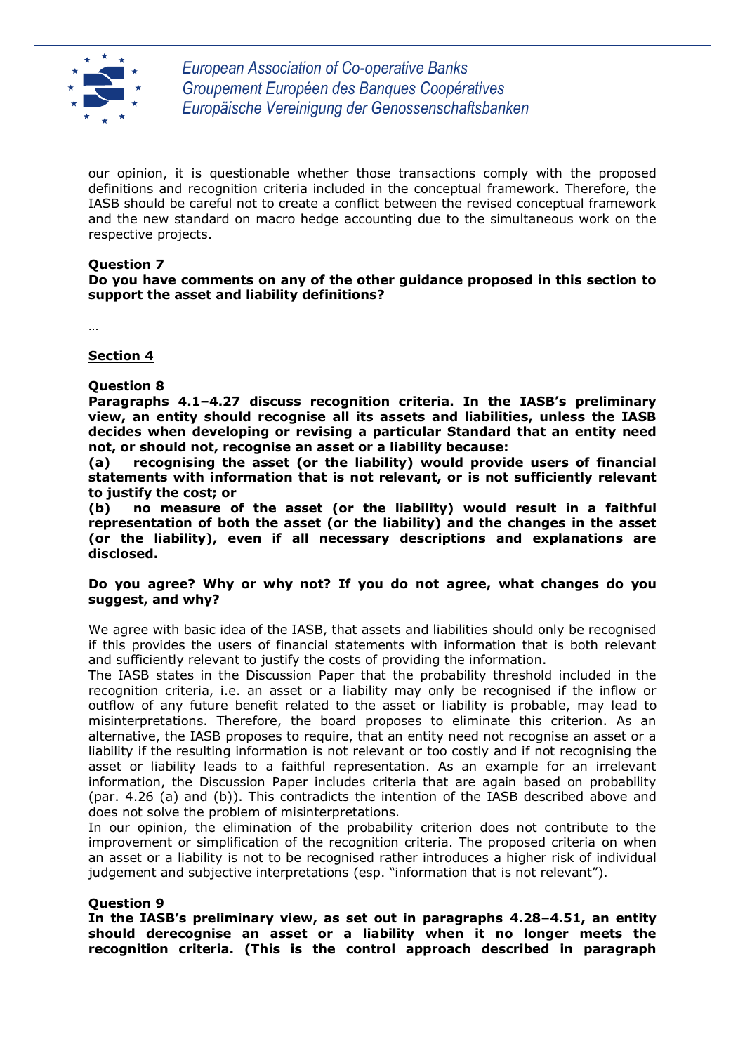our opinion, it is questionable whether those transactions comply with the proposed definitions and recognition criteria included in the conceptual framework. Therefore, the IASB should be careful not to create a conflict between the revised conceptual framework and the new standard on macro hedge accounting due to the simultaneous work on the respective projects.

**Question 7**
**Do you have comments on any of the other guidance proposed in this section to support the asset and liability definitions?**

…

**Section 4**

**Question 8**
**Paragraphs 4.1–4.27 discuss recognition criteria. In the IASB's preliminary view, an entity should recognise all its assets and liabilities, unless the IASB decides when developing or revising a particular Standard that an entity need not, or should not, recognise an asset or a liability because:**
**(a) recognising the asset (or the liability) would provide users of financial statements with information that is not relevant, or is not sufficiently relevant to justify the cost; or**
**(b) no measure of the asset (or the liability) would result in a faithful representation of both the asset (or the liability) and the changes in the asset (or the liability), even if all necessary descriptions and explanations are disclosed.**

**Do you agree? Why or why not? If you do not agree, what changes do you suggest, and why?**

We agree with basic idea of the IASB, that assets and liabilities should only be recognised if this provides the users of financial statements with information that is both relevant and sufficiently relevant to justify the costs of providing the information.
The IASB states in the Discussion Paper that the probability threshold included in the recognition criteria, i.e. an asset or a liability may only be recognised if the inflow or outflow of any future benefit related to the asset or liability is probable, may lead to misinterpretations. Therefore, the board proposes to eliminate this criterion. As an alternative, the IASB proposes to require, that an entity need not recognise an asset or a liability if the resulting information is not relevant or too costly and if not recognising the asset or liability leads to a faithful representation. As an example for an irrelevant information, the Discussion Paper includes criteria that are again based on probability (par. 4.26 (a) and (b)). This contradicts the intention of the IASB described above and does not solve the problem of misinterpretations.
In our opinion, the elimination of the probability criterion does not contribute to the improvement or simplification of the recognition criteria. The proposed criteria on when an asset or a liability is not to be recognised rather introduces a higher risk of individual judgement and subjective interpretations (esp. "information that is not relevant").

**Question 9**
**In the IASB's preliminary view, as set out in paragraphs 4.28–4.51, an entity should derecognise an asset or a liability when it no longer meets the recognition criteria. (This is the control approach described in paragraph**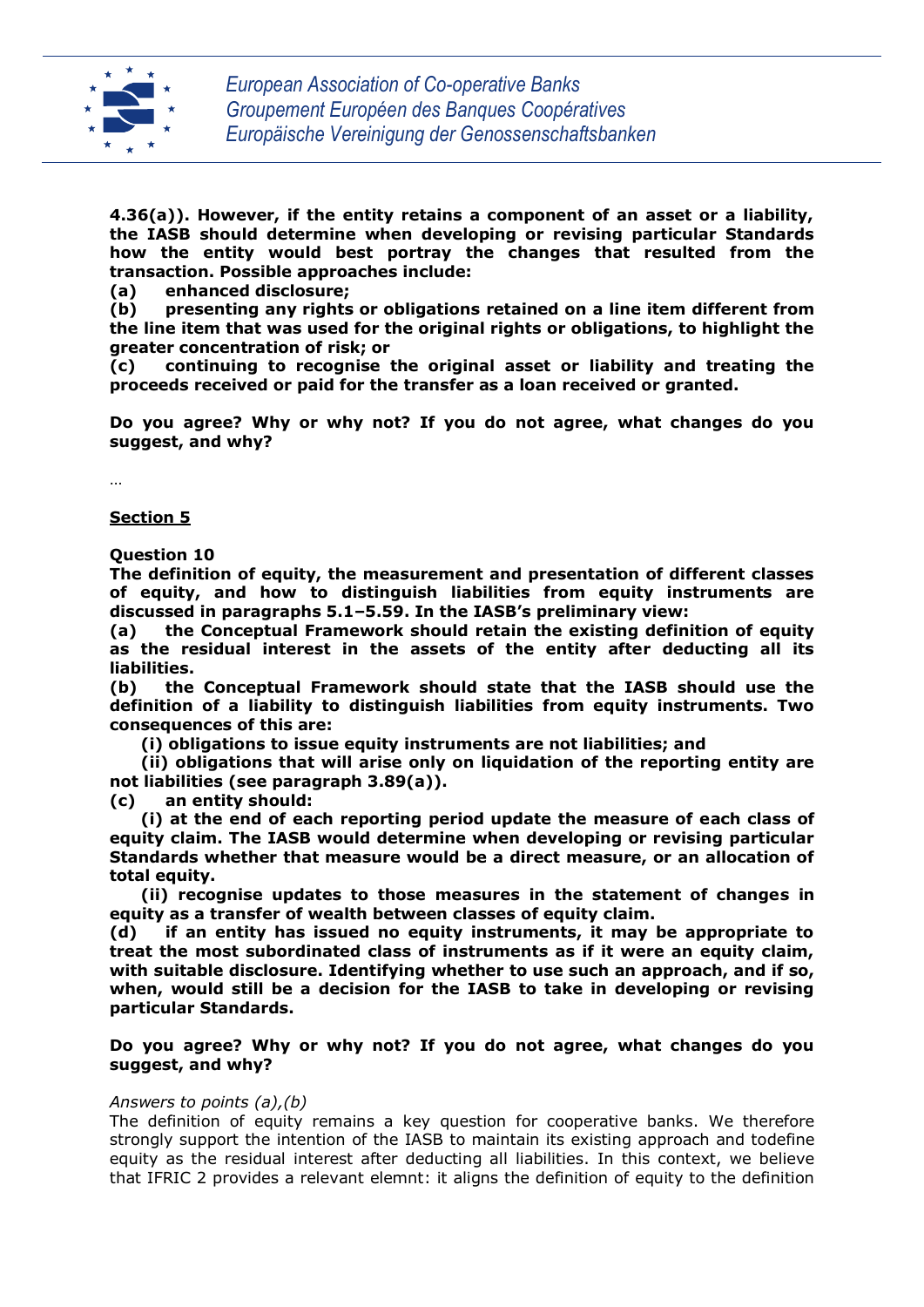**4.36(a)). However, if the entity retains a component of an asset or a liability, the IASB should determine when developing or revising particular Standards how the entity would best portray the changes that resulted from the transaction. Possible approaches include:**

**(a) enhanced disclosure;**

**(b) presenting any rights or obligations retained on a line item different from the line item that was used for the original rights or obligations, to highlight the greater concentration of risk; or**

**(c) continuing to recognise the original asset or liability and treating the proceeds received or paid for the transfer as a loan received or granted.**

**Do you agree? Why or why not? If you do not agree, what changes do you suggest, and why?**

…

## Section 5

**Question 10**

**The definition of equity, the measurement and presentation of different classes of equity, and how to distinguish liabilities from equity instruments are discussed in paragraphs 5.1–5.59. In the IASB's preliminary view:**

**(a) the Conceptual Framework should retain the existing definition of equity as the residual interest in the assets of the entity after deducting all its liabilities.**

**(b) the Conceptual Framework should state that the IASB should use the definition of a liability to distinguish liabilities from equity instruments. Two consequences of this are:**

**(i) obligations to issue equity instruments are not liabilities; and**

**(ii) obligations that will arise only on liquidation of the reporting entity are not liabilities (see paragraph 3.89(a)).**

**(c) an entity should:**

**(i) at the end of each reporting period update the measure of each class of equity claim. The IASB would determine when developing or revising particular Standards whether that measure would be a direct measure, or an allocation of total equity.**

**(ii) recognise updates to those measures in the statement of changes in equity as a transfer of wealth between classes of equity claim.**

**(d) if an entity has issued no equity instruments, it may be appropriate to treat the most subordinated class of instruments as if it were an equity claim, with suitable disclosure. Identifying whether to use such an approach, and if so, when, would still be a decision for the IASB to take in developing or revising particular Standards.**

**Do you agree? Why or why not? If you do not agree, what changes do you suggest, and why?**

*Answers to points (a),(b)*

The definition of equity remains a key question for cooperative banks. We therefore strongly support the intention of the IASB to maintain its existing approach and todefine equity as the residual interest after deducting all liabilities. In this context, we believe that IFRIC 2 provides a relevant elemnt: it aligns the definition of equity to the definition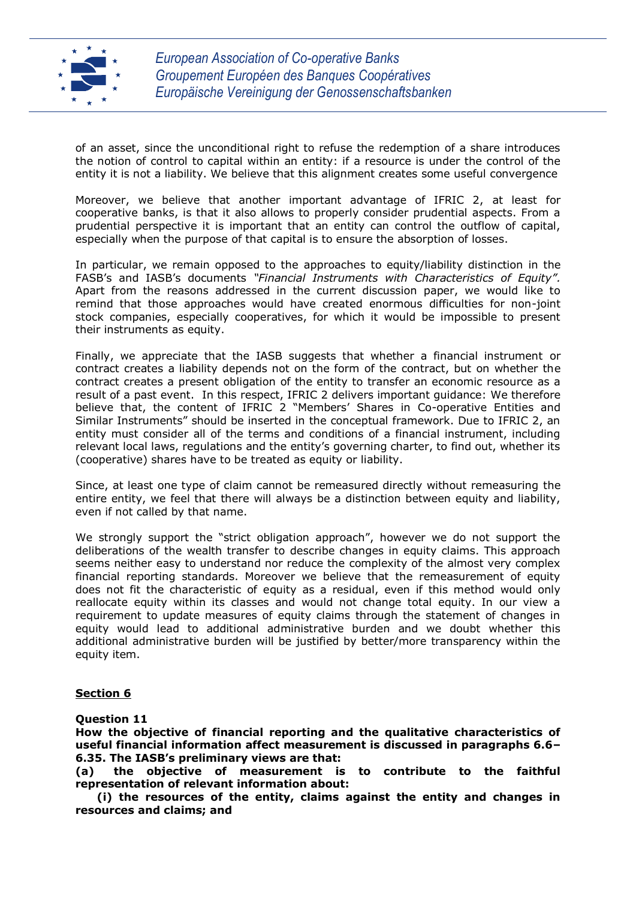of an asset, since the unconditional right to refuse the redemption of a share introduces the notion of control to capital within an entity: if a resource is under the control of the entity it is not a liability. We believe that this alignment creates some useful convergence

Moreover, we believe that another important advantage of IFRIC 2, at least for cooperative banks, is that it also allows to properly consider prudential aspects. From a prudential perspective it is important that an entity can control the outflow of capital, especially when the purpose of that capital is to ensure the absorption of losses.

In particular, we remain opposed to the approaches to equity/liability distinction in the FASB's and IASB's documents *"Financial Instruments with Characteristics of Equity".* Apart from the reasons addressed in the current discussion paper, we would like to remind that those approaches would have created enormous difficulties for non-joint stock companies, especially cooperatives, for which it would be impossible to present their instruments as equity.

Finally, we appreciate that the IASB suggests that whether a financial instrument or contract creates a liability depends not on the form of the contract, but on whether the contract creates a present obligation of the entity to transfer an economic resource as a result of a past event. In this respect, IFRIC 2 delivers important guidance: We therefore believe that, the content of IFRIC 2 "Members' Shares in Co-operative Entities and Similar Instruments" should be inserted in the conceptual framework. Due to IFRIC 2, an entity must consider all of the terms and conditions of a financial instrument, including relevant local laws, regulations and the entity's governing charter, to find out, whether its (cooperative) shares have to be treated as equity or liability.

Since, at least one type of claim cannot be remeasured directly without remeasuring the entire entity, we feel that there will always be a distinction between equity and liability, even if not called by that name.

We strongly support the "strict obligation approach", however we do not support the deliberations of the wealth transfer to describe changes in equity claims. This approach seems neither easy to understand nor reduce the complexity of the almost very complex financial reporting standards. Moreover we believe that the remeasurement of equity does not fit the characteristic of equity as a residual, even if this method would only reallocate equity within its classes and would not change total equity. In our view a requirement to update measures of equity claims through the statement of changes in equity would lead to additional administrative burden and we doubt whether this additional administrative burden will be justified by better/more transparency within the equity item.

## Section 6

**Question 11**

**How the objective of financial reporting and the qualitative characteristics of useful financial information affect measurement is discussed in paragraphs 6.6–6.35. The IASB's preliminary views are that:**

**(a) the objective of measurement is to contribute to the faithful representation of relevant information about:**

**(i) the resources of the entity, claims against the entity and changes in resources and claims; and**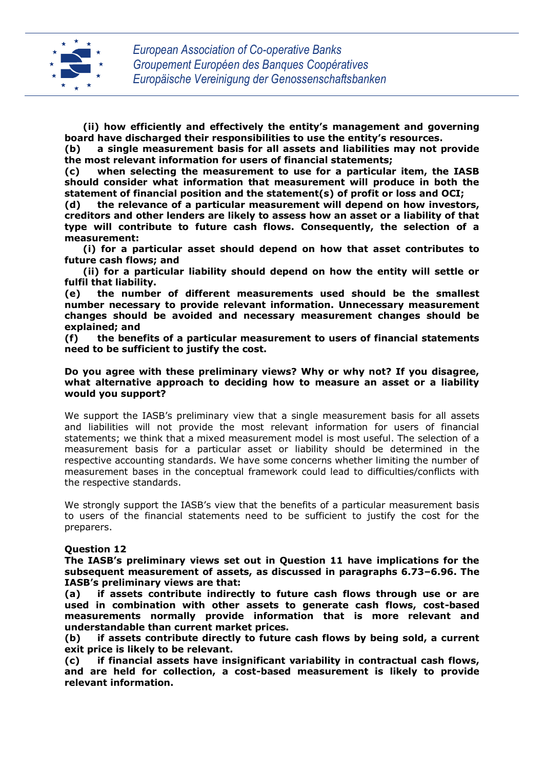**(ii) how efficiently and effectively the entity's management and governing board have discharged their responsibilities to use the entity's resources.**

**(b) a single measurement basis for all assets and liabilities may not provide the most relevant information for users of financial statements;**

**(c) when selecting the measurement to use for a particular item, the IASB should consider what information that measurement will produce in both the statement of financial position and the statement(s) of profit or loss and OCI;**

**(d) the relevance of a particular measurement will depend on how investors, creditors and other lenders are likely to assess how an asset or a liability of that type will contribute to future cash flows. Consequently, the selection of a measurement:**

**(i) for a particular asset should depend on how that asset contributes to future cash flows; and**

**(ii) for a particular liability should depend on how the entity will settle or fulfil that liability.**

**(e) the number of different measurements used should be the smallest number necessary to provide relevant information. Unnecessary measurement changes should be avoided and necessary measurement changes should be explained; and**

**(f) the benefits of a particular measurement to users of financial statements need to be sufficient to justify the cost.**

**Do you agree with these preliminary views? Why or why not? If you disagree, what alternative approach to deciding how to measure an asset or a liability would you support?**

We support the IASB's preliminary view that a single measurement basis for all assets and liabilities will not provide the most relevant information for users of financial statements; we think that a mixed measurement model is most useful. The selection of a measurement basis for a particular asset or liability should be determined in the respective accounting standards. We have some concerns whether limiting the number of measurement bases in the conceptual framework could lead to difficulties/conflicts with the respective standards.

We strongly support the IASB's view that the benefits of a particular measurement basis to users of the financial statements need to be sufficient to justify the cost for the preparers.

**Question 12**

**The IASB's preliminary views set out in Question 11 have implications for the subsequent measurement of assets, as discussed in paragraphs 6.73–6.96. The IASB's preliminary views are that:**

**(a) if assets contribute indirectly to future cash flows through use or are used in combination with other assets to generate cash flows, cost-based measurements normally provide information that is more relevant and understandable than current market prices.**

**(b) if assets contribute directly to future cash flows by being sold, a current exit price is likely to be relevant.**

**(c) if financial assets have insignificant variability in contractual cash flows, and are held for collection, a cost-based measurement is likely to provide relevant information.**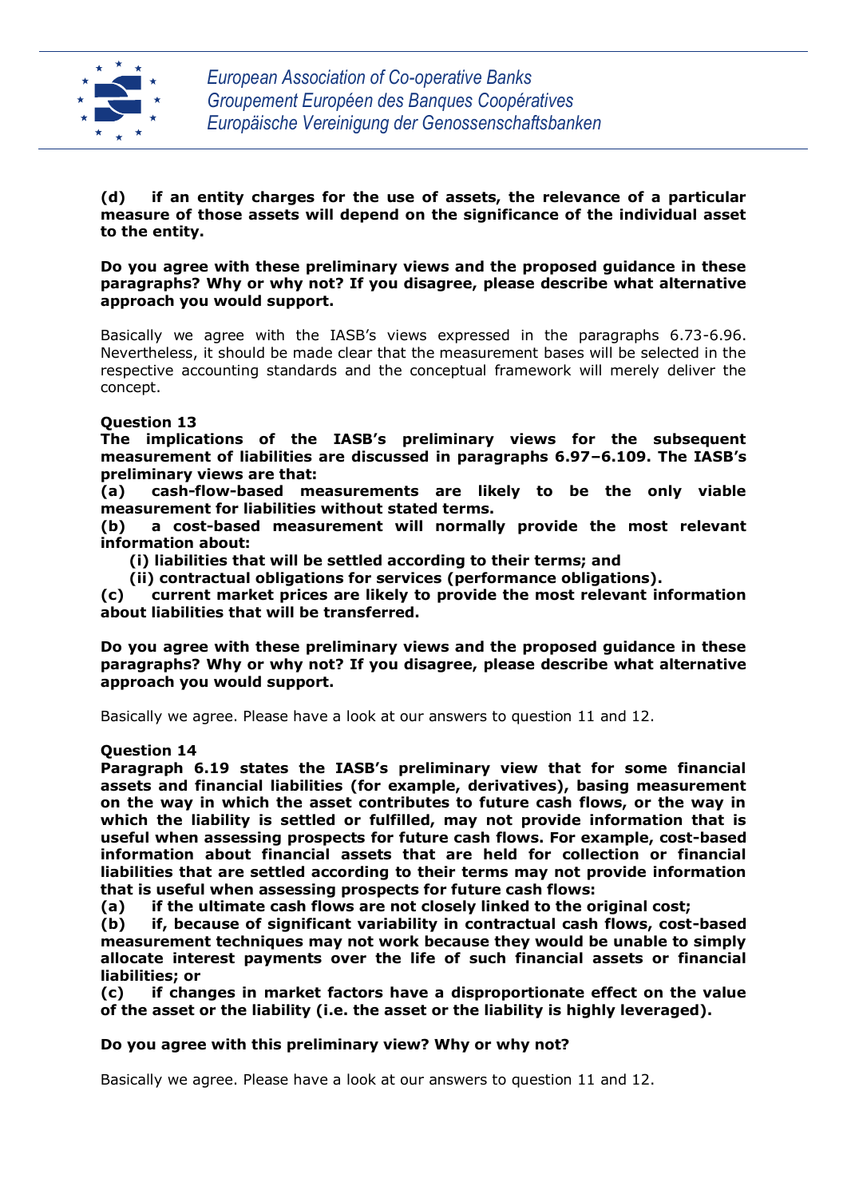**(d) if an entity charges for the use of assets, the relevance of a particular measure of those assets will depend on the significance of the individual asset to the entity.**

**Do you agree with these preliminary views and the proposed guidance in these paragraphs? Why or why not? If you disagree, please describe what alternative approach you would support.**

Basically we agree with the IASB's views expressed in the paragraphs 6.73-6.96. Nevertheless, it should be made clear that the measurement bases will be selected in the respective accounting standards and the conceptual framework will merely deliver the concept.

**Question 13**

**The implications of the IASB's preliminary views for the subsequent measurement of liabilities are discussed in paragraphs 6.97–6.109. The IASB's preliminary views are that:**

**(a) cash-flow-based measurements are likely to be the only viable measurement for liabilities without stated terms.**

**(b) a cost-based measurement will normally provide the most relevant information about:**

**(i) liabilities that will be settled according to their terms; and**

**(ii) contractual obligations for services (performance obligations).**

**(c) current market prices are likely to provide the most relevant information about liabilities that will be transferred.**

**Do you agree with these preliminary views and the proposed guidance in these paragraphs? Why or why not? If you disagree, please describe what alternative approach you would support.**

Basically we agree. Please have a look at our answers to question 11 and 12.

**Question 14**

**Paragraph 6.19 states the IASB's preliminary view that for some financial assets and financial liabilities (for example, derivatives), basing measurement on the way in which the asset contributes to future cash flows, or the way in which the liability is settled or fulfilled, may not provide information that is useful when assessing prospects for future cash flows. For example, cost-based information about financial assets that are held for collection or financial liabilities that are settled according to their terms may not provide information that is useful when assessing prospects for future cash flows:**

**(a) if the ultimate cash flows are not closely linked to the original cost;**

**(b) if, because of significant variability in contractual cash flows, cost-based measurement techniques may not work because they would be unable to simply allocate interest payments over the life of such financial assets or financial liabilities; or**

**(c) if changes in market factors have a disproportionate effect on the value of the asset or the liability (i.e. the asset or the liability is highly leveraged).**

**Do you agree with this preliminary view? Why or why not?**

Basically we agree. Please have a look at our answers to question 11 and 12.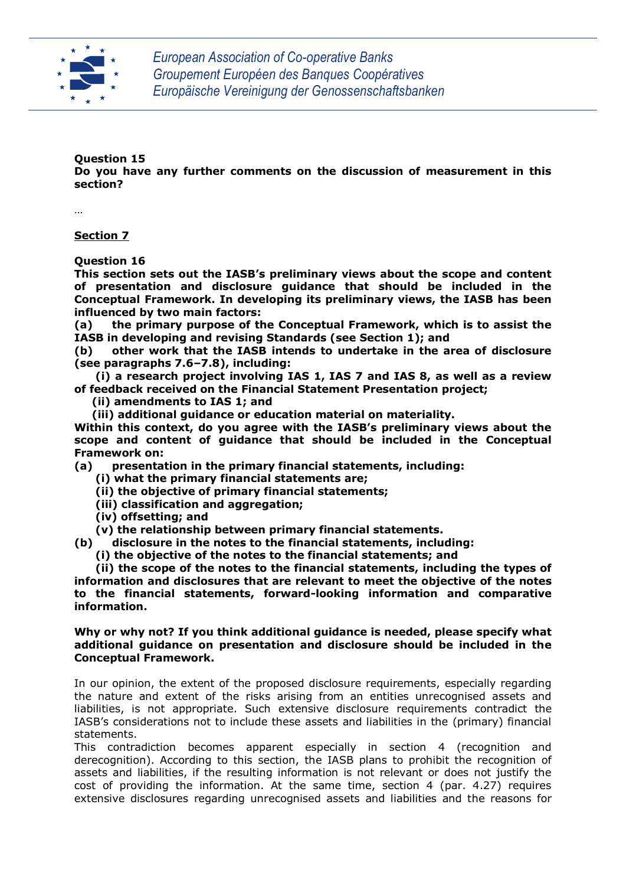**Question 15**
**Do you have any further comments on the discussion of measurement in this section?**

…

**Section 7**

**Question 16**
**This section sets out the IASB's preliminary views about the scope and content of presentation and disclosure guidance that should be included in the Conceptual Framework. In developing its preliminary views, the IASB has been influenced by two main factors:**
**(a) the primary purpose of the Conceptual Framework, which is to assist the IASB in developing and revising Standards (see Section 1); and**
**(b) other work that the IASB intends to undertake in the area of disclosure (see paragraphs 7.6–7.8), including:**
**(i) a research project involving IAS 1, IAS 7 and IAS 8, as well as a review of feedback received on the Financial Statement Presentation project;**
**(ii) amendments to IAS 1; and**
**(iii) additional guidance or education material on materiality.**
**Within this context, do you agree with the IASB's preliminary views about the scope and content of guidance that should be included in the Conceptual Framework on:**
**(a) presentation in the primary financial statements, including:**
**(i) what the primary financial statements are;**
**(ii) the objective of primary financial statements;**
**(iii) classification and aggregation;**
**(iv) offsetting; and**
**(v) the relationship between primary financial statements.**
**(b) disclosure in the notes to the financial statements, including:**
**(i) the objective of the notes to the financial statements; and**
**(ii) the scope of the notes to the financial statements, including the types of information and disclosures that are relevant to meet the objective of the notes to the financial statements, forward-looking information and comparative information.**

**Why or why not? If you think additional guidance is needed, please specify what additional guidance on presentation and disclosure should be included in the Conceptual Framework.**

In our opinion, the extent of the proposed disclosure requirements, especially regarding the nature and extent of the risks arising from an entities unrecognised assets and liabilities, is not appropriate. Such extensive disclosure requirements contradict the IASB's considerations not to include these assets and liabilities in the (primary) financial statements.
This contradiction becomes apparent especially in section 4 (recognition and derecognition). According to this section, the IASB plans to prohibit the recognition of assets and liabilities, if the resulting information is not relevant or does not justify the cost of providing the information. At the same time, section 4 (par. 4.27) requires extensive disclosures regarding unrecognised assets and liabilities and the reasons for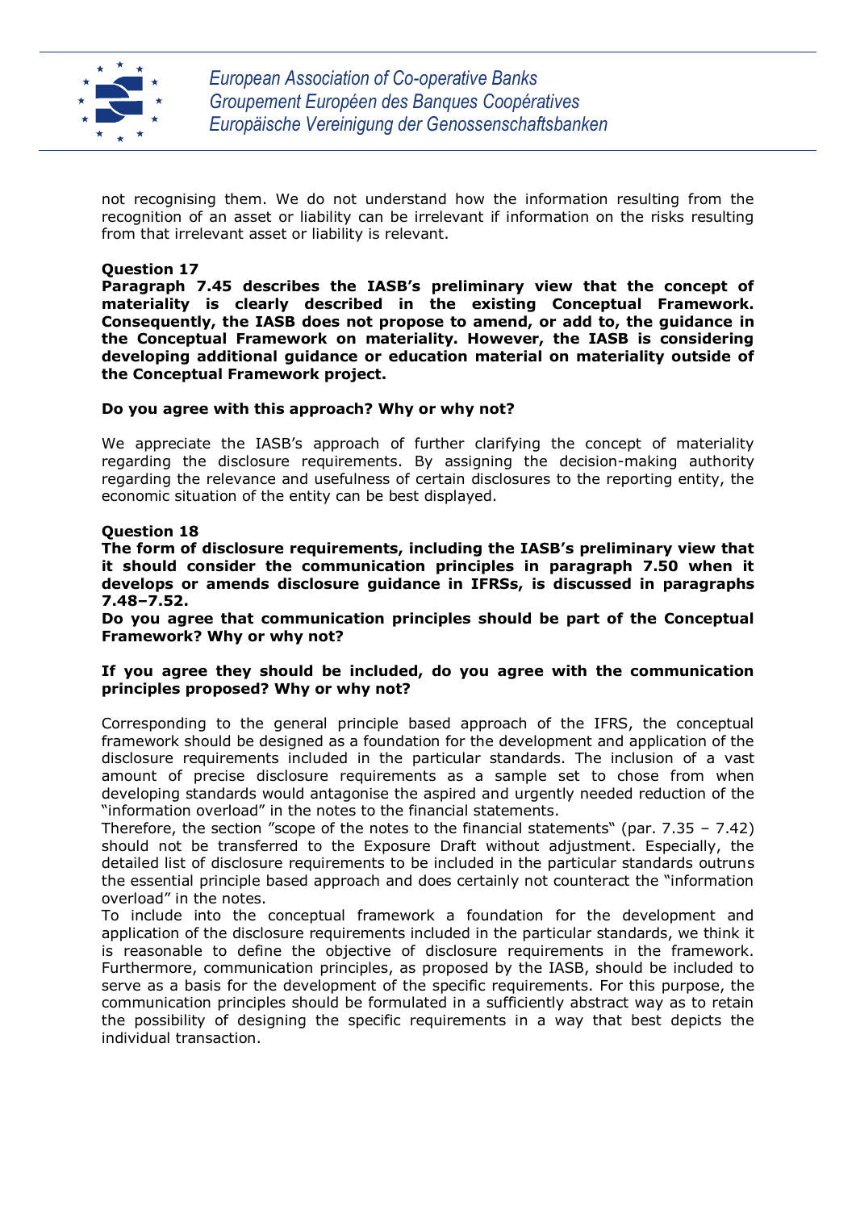not recognising them. We do not understand how the information resulting from the recognition of an asset or liability can be irrelevant if information on the risks resulting from that irrelevant asset or liability is relevant.

**Question 17**

**Paragraph 7.45 describes the IASB's preliminary view that the concept of materiality is clearly described in the existing Conceptual Framework. Consequently, the IASB does not propose to amend, or add to, the guidance in the Conceptual Framework on materiality. However, the IASB is considering developing additional guidance or education material on materiality outside of the Conceptual Framework project.**

**Do you agree with this approach? Why or why not?**

We appreciate the IASB's approach of further clarifying the concept of materiality regarding the disclosure requirements. By assigning the decision-making authority regarding the relevance and usefulness of certain disclosures to the reporting entity, the economic situation of the entity can be best displayed.

**Question 18**

**The form of disclosure requirements, including the IASB's preliminary view that it should consider the communication principles in paragraph 7.50 when it develops or amends disclosure guidance in IFRSs, is discussed in paragraphs 7.48–7.52.**

**Do you agree that communication principles should be part of the Conceptual Framework? Why or why not?**

**If you agree they should be included, do you agree with the communication principles proposed? Why or why not?**

Corresponding to the general principle based approach of the IFRS, the conceptual framework should be designed as a foundation for the development and application of the disclosure requirements included in the particular standards. The inclusion of a vast amount of precise disclosure requirements as a sample set to chose from when developing standards would antagonise the aspired and urgently needed reduction of the "information overload" in the notes to the financial statements.

Therefore, the section "scope of the notes to the financial statements" (par. 7.35 – 7.42) should not be transferred to the Exposure Draft without adjustment. Especially, the detailed list of disclosure requirements to be included in the particular standards outruns the essential principle based approach and does certainly not counteract the "information overload" in the notes.

To include into the conceptual framework a foundation for the development and application of the disclosure requirements included in the particular standards, we think it is reasonable to define the objective of disclosure requirements in the framework. Furthermore, communication principles, as proposed by the IASB, should be included to serve as a basis for the development of the specific requirements. For this purpose, the communication principles should be formulated in a sufficiently abstract way as to retain the possibility of designing the specific requirements in a way that best depicts the individual transaction.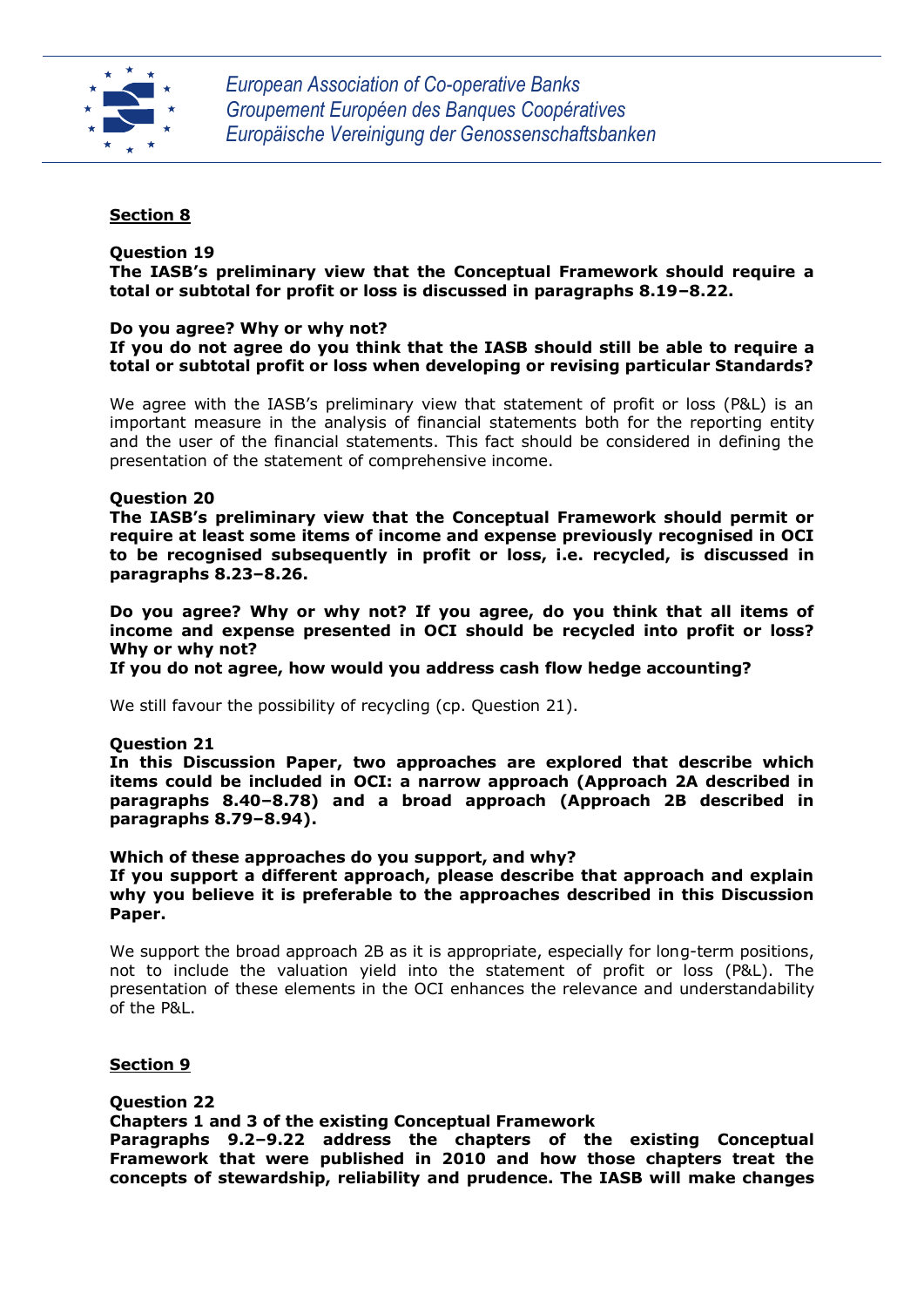## Section 8

**Question 19**
**The IASB's preliminary view that the Conceptual Framework should require a total or subtotal for profit or loss is discussed in paragraphs 8.19–8.22.**

**Do you agree? Why or why not?**
**If you do not agree do you think that the IASB should still be able to require a total or subtotal profit or loss when developing or revising particular Standards?**

We agree with the IASB's preliminary view that statement of profit or loss (P&L) is an important measure in the analysis of financial statements both for the reporting entity and the user of the financial statements. This fact should be considered in defining the presentation of the statement of comprehensive income.

**Question 20**
**The IASB's preliminary view that the Conceptual Framework should permit or require at least some items of income and expense previously recognised in OCI to be recognised subsequently in profit or loss, i.e. recycled, is discussed in paragraphs 8.23–8.26.**

**Do you agree? Why or why not? If you agree, do you think that all items of income and expense presented in OCI should be recycled into profit or loss? Why or why not?**
**If you do not agree, how would you address cash flow hedge accounting?**

We still favour the possibility of recycling (cp. Question 21).

**Question 21**
**In this Discussion Paper, two approaches are explored that describe which items could be included in OCI: a narrow approach (Approach 2A described in paragraphs 8.40–8.78) and a broad approach (Approach 2B described in paragraphs 8.79–8.94).**

**Which of these approaches do you support, and why?**
**If you support a different approach, please describe that approach and explain why you believe it is preferable to the approaches described in this Discussion Paper.**

We support the broad approach 2B as it is appropriate, especially for long-term positions, not to include the valuation yield into the statement of profit or loss (P&L). The presentation of these elements in the OCI enhances the relevance and understandability of the P&L.

## Section 9

**Question 22**
**Chapters 1 and 3 of the existing Conceptual Framework**
**Paragraphs 9.2–9.22 address the chapters of the existing Conceptual Framework that were published in 2010 and how those chapters treat the concepts of stewardship, reliability and prudence. The IASB will make changes**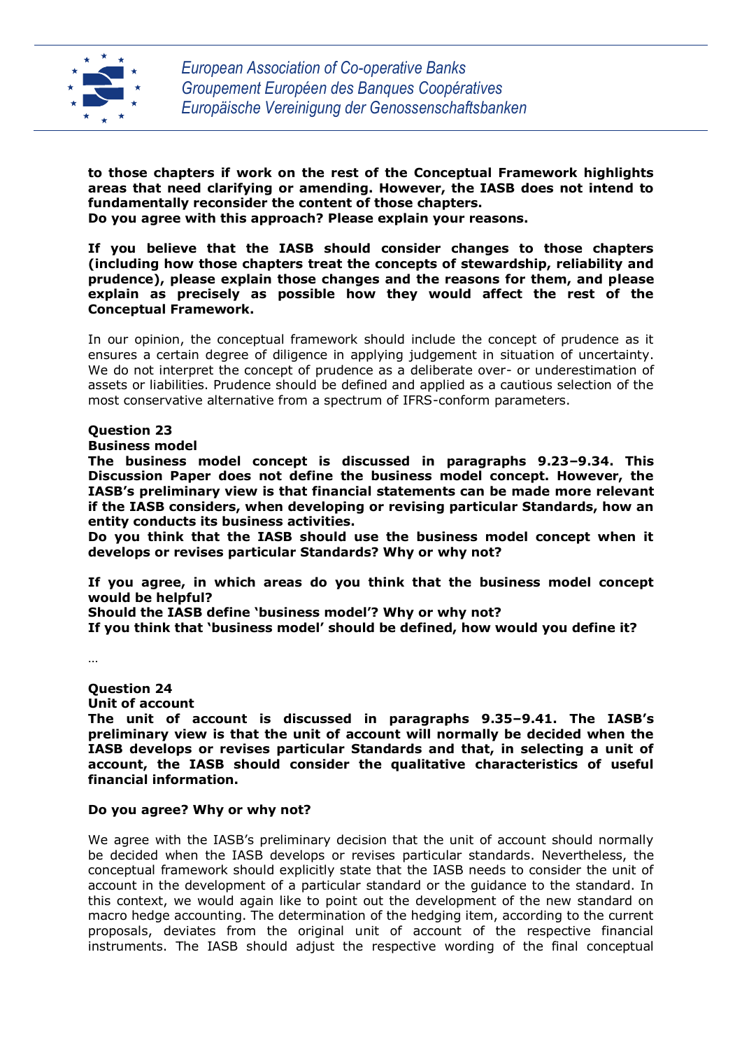**to those chapters if work on the rest of the Conceptual Framework highlights areas that need clarifying or amending. However, the IASB does not intend to fundamentally reconsider the content of those chapters.**
**Do you agree with this approach? Please explain your reasons.**

**If you believe that the IASB should consider changes to those chapters (including how those chapters treat the concepts of stewardship, reliability and prudence), please explain those changes and the reasons for them, and please explain as precisely as possible how they would affect the rest of the Conceptual Framework.**

In our opinion, the conceptual framework should include the concept of prudence as it ensures a certain degree of diligence in applying judgement in situation of uncertainty. We do not interpret the concept of prudence as a deliberate over- or underestimation of assets or liabilities. Prudence should be defined and applied as a cautious selection of the most conservative alternative from a spectrum of IFRS-conform parameters.

**Question 23**
**Business model**
**The business model concept is discussed in paragraphs 9.23–9.34. This Discussion Paper does not define the business model concept. However, the IASB's preliminary view is that financial statements can be made more relevant if the IASB considers, when developing or revising particular Standards, how an entity conducts its business activities.**
**Do you think that the IASB should use the business model concept when it develops or revises particular Standards? Why or why not?**

**If you agree, in which areas do you think that the business model concept would be helpful?**
**Should the IASB define 'business model'? Why or why not?**
**If you think that 'business model' should be defined, how would you define it?**

…

**Question 24**
**Unit of account**
**The unit of account is discussed in paragraphs 9.35–9.41. The IASB's preliminary view is that the unit of account will normally be decided when the IASB develops or revises particular Standards and that, in selecting a unit of account, the IASB should consider the qualitative characteristics of useful financial information.**

**Do you agree? Why or why not?**

We agree with the IASB's preliminary decision that the unit of account should normally be decided when the IASB develops or revises particular standards. Nevertheless, the conceptual framework should explicitly state that the IASB needs to consider the unit of account in the development of a particular standard or the guidance to the standard. In this context, we would again like to point out the development of the new standard on macro hedge accounting. The determination of the hedging item, according to the current proposals, deviates from the original unit of account of the respective financial instruments. The IASB should adjust the respective wording of the final conceptual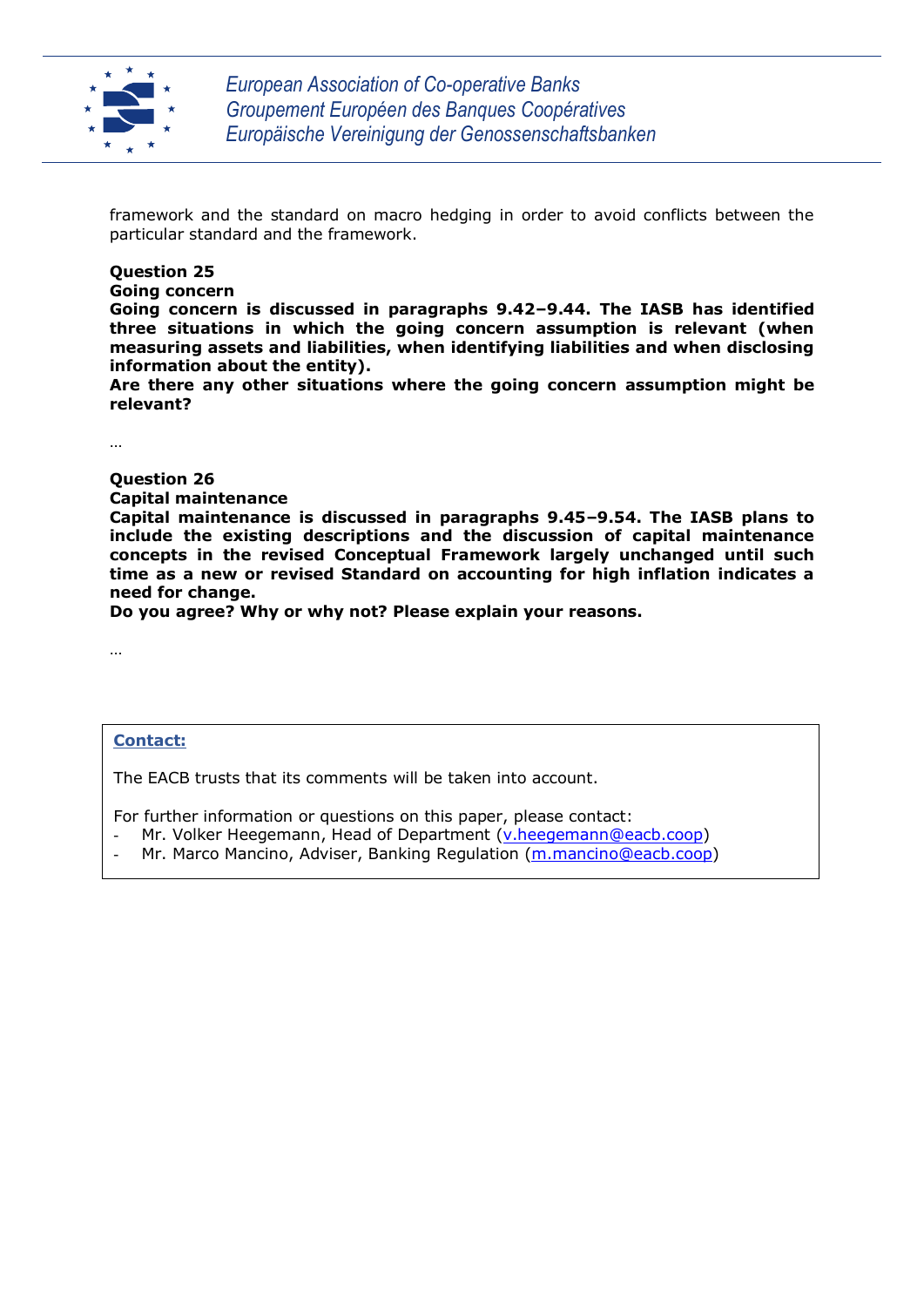framework and the standard on macro hedging in order to avoid conflicts between the particular standard and the framework.

**Question 25**
**Going concern**
**Going concern is discussed in paragraphs 9.42–9.44. The IASB has identified three situations in which the going concern assumption is relevant (when measuring assets and liabilities, when identifying liabilities and when disclosing information about the entity).**
**Are there any other situations where the going concern assumption might be relevant?**

…

**Question 26**
**Capital maintenance**
**Capital maintenance is discussed in paragraphs 9.45–9.54. The IASB plans to include the existing descriptions and the discussion of capital maintenance concepts in the revised Conceptual Framework largely unchanged until such time as a new or revised Standard on accounting for high inflation indicates a need for change.**
**Do you agree? Why or why not? Please explain your reasons.**

…

**Contact:**

The EACB trusts that its comments will be taken into account.

For further information or questions on this paper, please contact:

- Mr. Volker Heegemann, Head of Department (v.heegemann@eacb.coop)
- Mr. Marco Mancino, Adviser, Banking Regulation (m.mancino@eacb.coop)